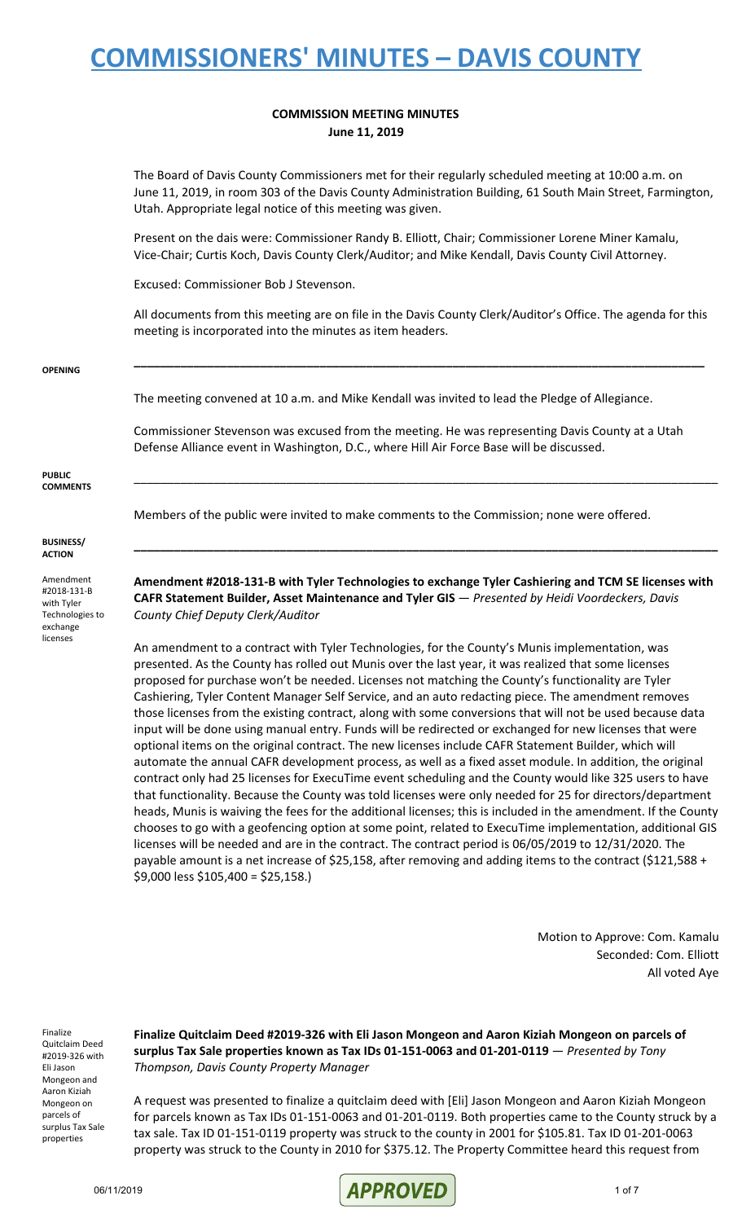# COMMISSIONERS' MINUTES – DAVIS COUNTY

**COMMISSION MEETING MINUTES**
**June 11, 2019**

The Board of Davis County Commissioners met for their regularly scheduled meeting at 10:00 a.m. on June 11, 2019, in room 303 of the Davis County Administration Building, 61 South Main Street, Farmington, Utah. Appropriate legal notice of this meeting was given.

Present on the dais were: Commissioner Randy B. Elliott, Chair; Commissioner Lorene Miner Kamalu, Vice-Chair; Curtis Koch, Davis County Clerk/Auditor; and Mike Kendall, Davis County Civil Attorney.

Excused: Commissioner Bob J Stevenson.

All documents from this meeting are on file in the Davis County Clerk/Auditor's Office. The agenda for this meeting is incorporated into the minutes as item headers.

---

**OPENING**

The meeting convened at 10 a.m. and Mike Kendall was invited to lead the Pledge of Allegiance.

Commissioner Stevenson was excused from the meeting. He was representing Davis County at a Utah Defense Alliance event in Washington, D.C., where Hill Air Force Base will be discussed.

---

**PUBLIC COMMENTS**

Members of the public were invited to make comments to the Commission; none were offered.

---

**BUSINESS/ ACTION**

Amendment #2018-131-B with Tyler Technologies to exchange licenses

**Amendment #2018-131-B with Tyler Technologies to exchange Tyler Cashiering and TCM SE licenses with CAFR Statement Builder, Asset Maintenance and Tyler GIS** — *Presented by Heidi Voordeckers, Davis County Chief Deputy Clerk/Auditor*

An amendment to a contract with Tyler Technologies, for the County's Munis implementation, was presented. As the County has rolled out Munis over the last year, it was realized that some licenses proposed for purchase won't be needed. Licenses not matching the County's functionality are Tyler Cashiering, Tyler Content Manager Self Service, and an auto redacting piece. The amendment removes those licenses from the existing contract, along with some conversions that will not be used because data input will be done using manual entry. Funds will be redirected or exchanged for new licenses that were optional items on the original contract. The new licenses include CAFR Statement Builder, which will automate the annual CAFR development process, as well as a fixed asset module. In addition, the original contract only had 25 licenses for ExecuTime event scheduling and the County would like 325 users to have that functionality. Because the County was told licenses were only needed for 25 for directors/department heads, Munis is waiving the fees for the additional licenses; this is included in the amendment. If the County chooses to go with a geofencing option at some point, related to ExecuTime implementation, additional GIS licenses will be needed and are in the contract. The contract period is 06/05/2019 to 12/31/2020. The payable amount is a net increase of $25,158, after removing and adding items to the contract ($121,588 + $9,000 less $105,400 = $25,158.)

Motion to Approve: Com. Kamalu
Seconded: Com. Elliott
All voted Aye

Finalize Quitclaim Deed #2019-326 with Eli Jason Mongeon and Aaron Kiziah Mongeon on parcels of surplus Tax Sale properties

**Finalize Quitclaim Deed #2019-326 with Eli Jason Mongeon and Aaron Kiziah Mongeon on parcels of surplus Tax Sale properties known as Tax IDs 01-151-0063 and 01-201-0119** — *Presented by Tony Thompson, Davis County Property Manager*

A request was presented to finalize a quitclaim deed with [Eli] Jason Mongeon and Aaron Kiziah Mongeon for parcels known as Tax IDs 01-151-0063 and 01-201-0119. Both properties came to the County struck by a tax sale. Tax ID 01-151-0119 property was struck to the county in 2001 for $105.81. Tax ID 01-201-0063 property was struck to the County in 2010 for $375.12. The Property Committee heard this request from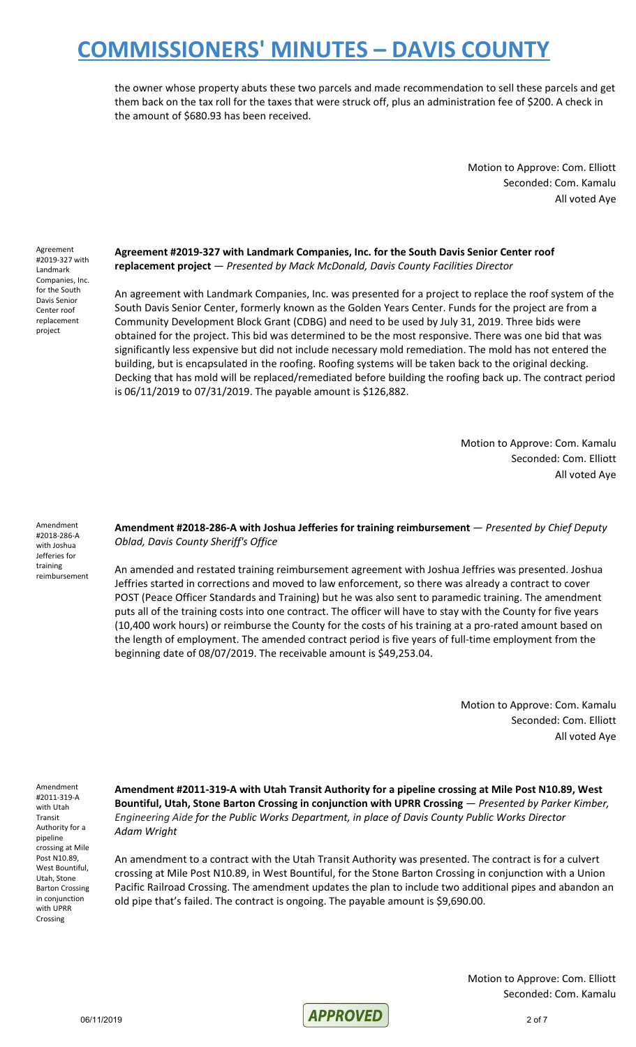the owner whose property abuts these two parcels and made recommendation to sell these parcels and get them back on the tax roll for the taxes that were struck off, plus an administration fee of $200. A check in the amount of $680.93 has been received.

Motion to Approve: Com. Elliott
Seconded: Com. Kamalu
All voted Aye

Agreement #2019-327 with Landmark Companies, Inc. for the South Davis Senior Center roof replacement project

**Agreement #2019-327 with Landmark Companies, Inc. for the South Davis Senior Center roof replacement project** — *Presented by Mack McDonald, Davis County Facilities Director*

An agreement with Landmark Companies, Inc. was presented for a project to replace the roof system of the South Davis Senior Center, formerly known as the Golden Years Center. Funds for the project are from a Community Development Block Grant (CDBG) and need to be used by July 31, 2019. Three bids were obtained for the project. This bid was determined to be the most responsive. There was one bid that was significantly less expensive but did not include necessary mold remediation. The mold has not entered the building, but is encapsulated in the roofing. Roofing systems will be taken back to the original decking. Decking that has mold will be replaced/remediated before building the roofing back up. The contract period is 06/11/2019 to 07/31/2019. The payable amount is $126,882.

Motion to Approve: Com. Kamalu
Seconded: Com. Elliott
All voted Aye

Amendment #2018-286-A with Joshua Jefferies for training reimbursement

**Amendment #2018-286-A with Joshua Jefferies for training reimbursement** — *Presented by Chief Deputy Oblad, Davis County Sheriff's Office*

An amended and restated training reimbursement agreement with Joshua Jeffries was presented. Joshua Jeffries started in corrections and moved to law enforcement, so there was already a contract to cover POST (Peace Officer Standards and Training) but he was also sent to paramedic training. The amendment puts all of the training costs into one contract. The officer will have to stay with the County for five years (10,400 work hours) or reimburse the County for the costs of his training at a pro-rated amount based on the length of employment. The amended contract period is five years of full-time employment from the beginning date of 08/07/2019. The receivable amount is $49,253.04.

Motion to Approve: Com. Kamalu
Seconded: Com. Elliott
All voted Aye

Amendment #2011-319-A with Utah Transit Authority for a pipeline crossing at Mile Post N10.89, West Bountiful, Utah, Stone Barton Crossing in conjunction with UPRR Crossing

**Amendment #2011-319-A with Utah Transit Authority for a pipeline crossing at Mile Post N10.89, West Bountiful, Utah, Stone Barton Crossing in conjunction with UPRR Crossing** — *Presented by Parker Kimber, Engineering Aide for the Public Works Department, in place of Davis County Public Works Director Adam Wright*

An amendment to a contract with the Utah Transit Authority was presented. The contract is for a culvert crossing at Mile Post N10.89, in West Bountiful, for the Stone Barton Crossing in conjunction with a Union Pacific Railroad Crossing. The amendment updates the plan to include two additional pipes and abandon an old pipe that's failed. The contract is ongoing. The payable amount is $9,690.00.

Motion to Approve: Com. Elliott
Seconded: Com. Kamalu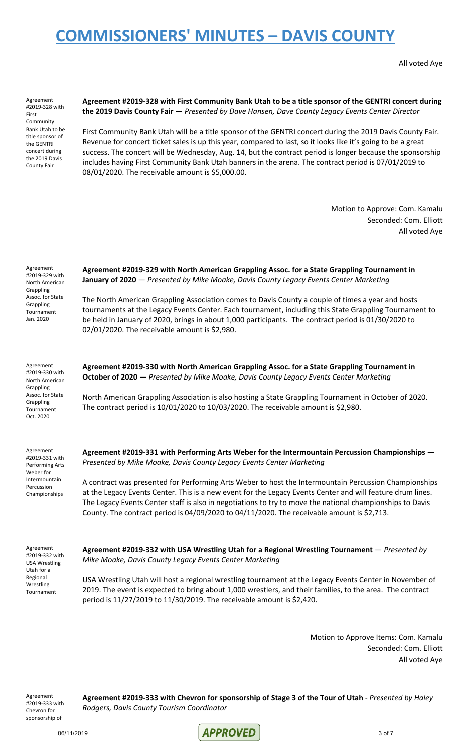All voted Aye

Agreement #2019-328 with First Community Bank Utah to be title sponsor of the GENTRI concert during the 2019 Davis County Fair

**Agreement #2019-328 with First Community Bank Utah to be a title sponsor of the GENTRI concert during the 2019 Davis County Fair** — *Presented by Dave Hansen, Dave County Legacy Events Center Director*

First Community Bank Utah will be a title sponsor of the GENTRI concert during the 2019 Davis County Fair. Revenue for concert ticket sales is up this year, compared to last, so it looks like it's going to be a great success. The concert will be Wednesday, Aug. 14, but the contract period is longer because the sponsorship includes having First Community Bank Utah banners in the arena. The contract period is 07/01/2019 to 08/01/2020. The receivable amount is $5,000.00.

Motion to Approve: Com. Kamalu
Seconded: Com. Elliott
All voted Aye

Agreement #2019-329 with North American Grappling Assoc. for State Grappling Tournament Jan. 2020

**Agreement #2019-329 with North American Grappling Assoc. for a State Grappling Tournament in January of 2020** — *Presented by Mike Moake, Davis County Legacy Events Center Marketing*

The North American Grappling Association comes to Davis County a couple of times a year and hosts tournaments at the Legacy Events Center. Each tournament, including this State Grappling Tournament to be held in January of 2020, brings in about 1,000 participants. The contract period is 01/30/2020 to 02/01/2020. The receivable amount is $2,980.

Agreement #2019-330 with North American Grappling Assoc. for State Grappling Tournament Oct. 2020

**Agreement #2019-330 with North American Grappling Assoc. for a State Grappling Tournament in October of 2020** — *Presented by Mike Moake, Davis County Legacy Events Center Marketing*

North American Grappling Association is also hosting a State Grappling Tournament in October of 2020. The contract period is 10/01/2020 to 10/03/2020. The receivable amount is $2,980.

Agreement #2019-331 with Performing Arts Weber for Intermountain Percussion Championships

**Agreement #2019-331 with Performing Arts Weber for the Intermountain Percussion Championships** — *Presented by Mike Moake, Davis County Legacy Events Center Marketing*

A contract was presented for Performing Arts Weber to host the Intermountain Percussion Championships at the Legacy Events Center. This is a new event for the Legacy Events Center and will feature drum lines. The Legacy Events Center staff is also in negotiations to try to move the national championships to Davis County. The contract period is 04/09/2020 to 04/11/2020. The receivable amount is $2,713.

Agreement #2019-332 with USA Wrestling Utah for a Regional Wrestling Tournament

**Agreement #2019-332 with USA Wrestling Utah for a Regional Wrestling Tournament** — *Presented by Mike Moake, Davis County Legacy Events Center Marketing*

USA Wrestling Utah will host a regional wrestling tournament at the Legacy Events Center in November of 2019. The event is expected to bring about 1,000 wrestlers, and their families, to the area. The contract period is 11/27/2019 to 11/30/2019. The receivable amount is $2,420.

Motion to Approve Items: Com. Kamalu
Seconded: Com. Elliott
All voted Aye

Agreement #2019-333 with Chevron for sponsorship of

**Agreement #2019-333 with Chevron for sponsorship of Stage 3 of the Tour of Utah** - *Presented by Haley Rodgers, Davis County Tourism Coordinator*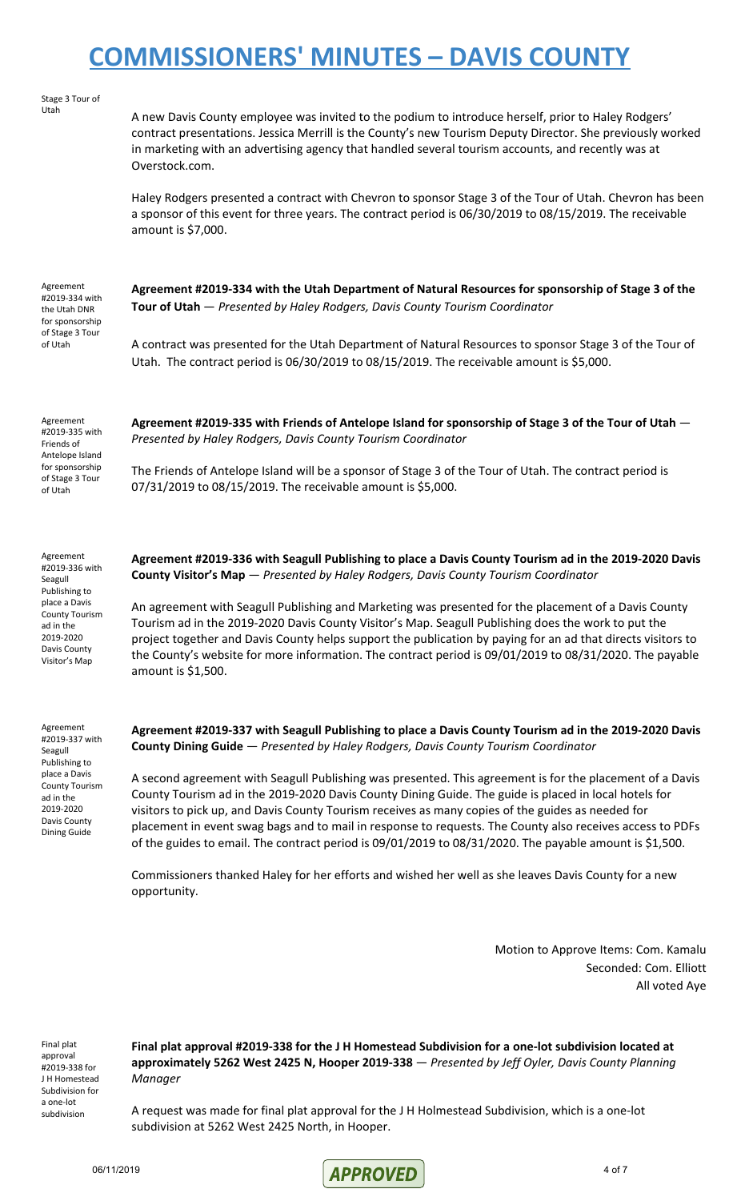Stage 3 Tour of Utah

A new Davis County employee was invited to the podium to introduce herself, prior to Haley Rodgers' contract presentations. Jessica Merrill is the County's new Tourism Deputy Director. She previously worked in marketing with an advertising agency that handled several tourism accounts, and recently was at Overstock.com.

Haley Rodgers presented a contract with Chevron to sponsor Stage 3 of the Tour of Utah. Chevron has been a sponsor of this event for three years. The contract period is 06/30/2019 to 08/15/2019. The receivable amount is $7,000.

Agreement #2019-334 with the Utah DNR for sponsorship of Stage 3 Tour of Utah

**Agreement #2019-334 with the Utah Department of Natural Resources for sponsorship of Stage 3 of the Tour of Utah** — *Presented by Haley Rodgers, Davis County Tourism Coordinator*

A contract was presented for the Utah Department of Natural Resources to sponsor Stage 3 of the Tour of Utah. The contract period is 06/30/2019 to 08/15/2019. The receivable amount is $5,000.

Agreement #2019-335 with Friends of Antelope Island for sponsorship of Stage 3 Tour of Utah

**Agreement #2019-335 with Friends of Antelope Island for sponsorship of Stage 3 of the Tour of Utah** — *Presented by Haley Rodgers, Davis County Tourism Coordinator*

The Friends of Antelope Island will be a sponsor of Stage 3 of the Tour of Utah. The contract period is 07/31/2019 to 08/15/2019. The receivable amount is $5,000.

Agreement #2019-336 with Seagull Publishing to place a Davis County Tourism ad in the 2019-2020 Davis County Visitor's Map

**Agreement #2019-336 with Seagull Publishing to place a Davis County Tourism ad in the 2019-2020 Davis County Visitor's Map** — *Presented by Haley Rodgers, Davis County Tourism Coordinator*

An agreement with Seagull Publishing and Marketing was presented for the placement of a Davis County Tourism ad in the 2019-2020 Davis County Visitor's Map. Seagull Publishing does the work to put the project together and Davis County helps support the publication by paying for an ad that directs visitors to the County's website for more information. The contract period is 09/01/2019 to 08/31/2020. The payable amount is $1,500.

Agreement #2019-337 with Seagull Publishing to place a Davis County Tourism ad in the 2019-2020 Davis County Dining Guide

**Agreement #2019-337 with Seagull Publishing to place a Davis County Tourism ad in the 2019-2020 Davis County Dining Guide** — *Presented by Haley Rodgers, Davis County Tourism Coordinator*

A second agreement with Seagull Publishing was presented. This agreement is for the placement of a Davis County Tourism ad in the 2019-2020 Davis County Dining Guide. The guide is placed in local hotels for visitors to pick up, and Davis County Tourism receives as many copies of the guides as needed for placement in event swag bags and to mail in response to requests. The County also receives access to PDFs of the guides to email. The contract period is 09/01/2019 to 08/31/2020. The payable amount is $1,500.

Commissioners thanked Haley for her efforts and wished her well as she leaves Davis County for a new opportunity.

Motion to Approve Items: Com. Kamalu
Seconded: Com. Elliott
All voted Aye

Final plat approval #2019-338 for J H Homestead Subdivision for a one-lot subdivision

**Final plat approval #2019-338 for the J H Homestead Subdivision for a one-lot subdivision located at approximately 5262 West 2425 N, Hooper 2019-338** — *Presented by Jeff Oyler, Davis County Planning Manager*

A request was made for final plat approval for the J H Holmestead Subdivision, which is a one-lot subdivision at 5262 West 2425 North, in Hooper.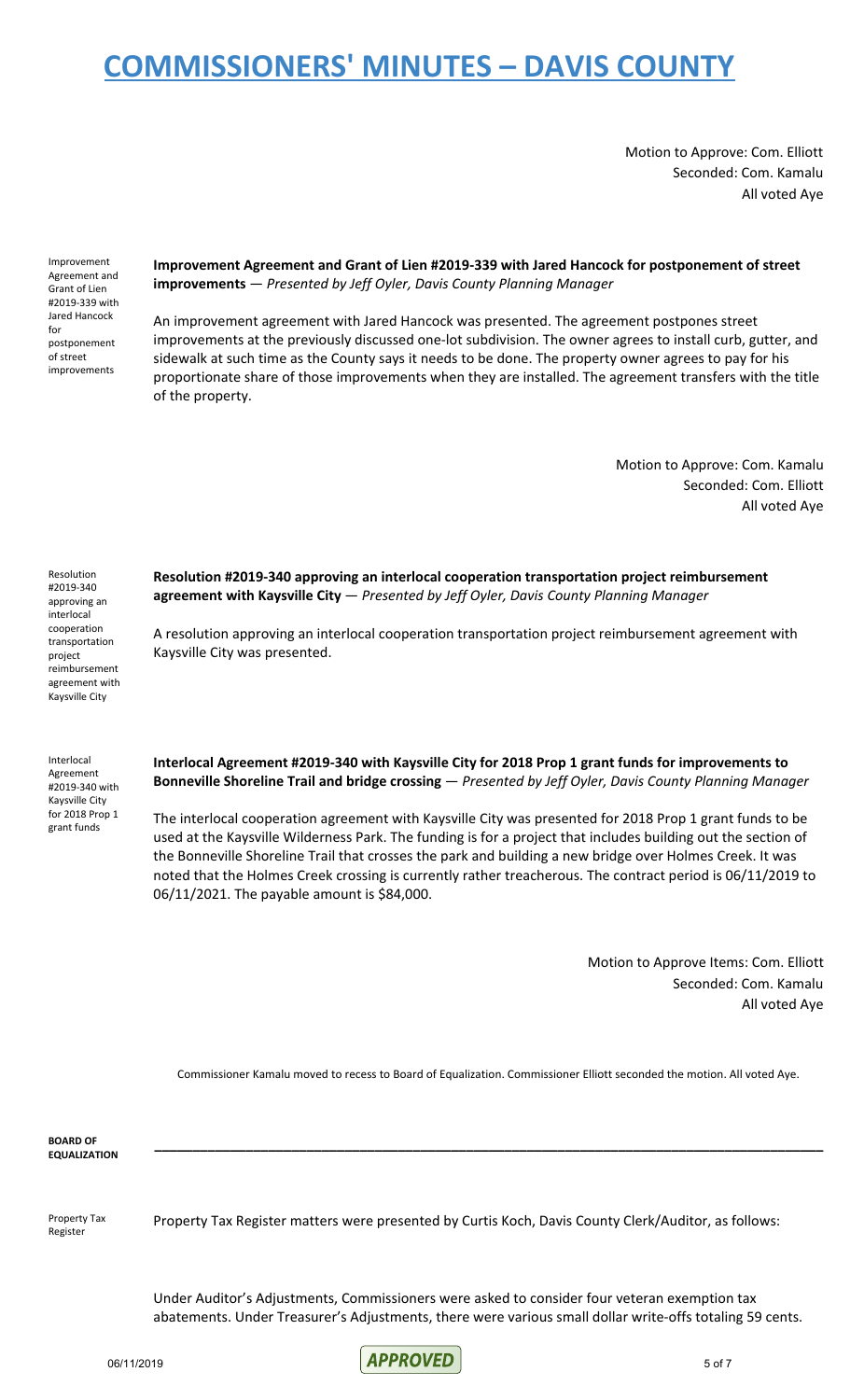Motion to Approve: Com. Elliott
Seconded: Com. Kamalu
All voted Aye

Improvement Agreement and Grant of Lien #2019-339 with Jared Hancock for postponement of street improvements

**Improvement Agreement and Grant of Lien #2019-339 with Jared Hancock for postponement of street improvements** — *Presented by Jeff Oyler, Davis County Planning Manager*

An improvement agreement with Jared Hancock was presented. The agreement postpones street improvements at the previously discussed one-lot subdivision. The owner agrees to install curb, gutter, and sidewalk at such time as the County says it needs to be done. The property owner agrees to pay for his proportionate share of those improvements when they are installed. The agreement transfers with the title of the property.

Motion to Approve: Com. Kamalu
Seconded: Com. Elliott
All voted Aye

Resolution #2019-340 approving an interlocal cooperation transportation project reimbursement agreement with Kaysville City

**Resolution #2019-340 approving an interlocal cooperation transportation project reimbursement agreement with Kaysville City** — *Presented by Jeff Oyler, Davis County Planning Manager*

A resolution approving an interlocal cooperation transportation project reimbursement agreement with Kaysville City was presented.

Interlocal Agreement #2019-340 with Kaysville City for 2018 Prop 1 grant funds

**Interlocal Agreement #2019-340 with Kaysville City for 2018 Prop 1 grant funds for improvements to Bonneville Shoreline Trail and bridge crossing** — *Presented by Jeff Oyler, Davis County Planning Manager*

The interlocal cooperation agreement with Kaysville City was presented for 2018 Prop 1 grant funds to be used at the Kaysville Wilderness Park. The funding is for a project that includes building out the section of the Bonneville Shoreline Trail that crosses the park and building a new bridge over Holmes Creek. It was noted that the Holmes Creek crossing is currently rather treacherous. The contract period is 06/11/2019 to 06/11/2021. The payable amount is $84,000.

Motion to Approve Items: Com. Elliott
Seconded: Com. Kamalu
All voted Aye

Commissioner Kamalu moved to recess to Board of Equalization. Commissioner Elliott seconded the motion. All voted Aye.

## BOARD OF EQUALIZATION

Property Tax Register

Property Tax Register matters were presented by Curtis Koch, Davis County Clerk/Auditor, as follows:

Under Auditor's Adjustments, Commissioners were asked to consider four veteran exemption tax abatements. Under Treasurer's Adjustments, there were various small dollar write-offs totaling 59 cents.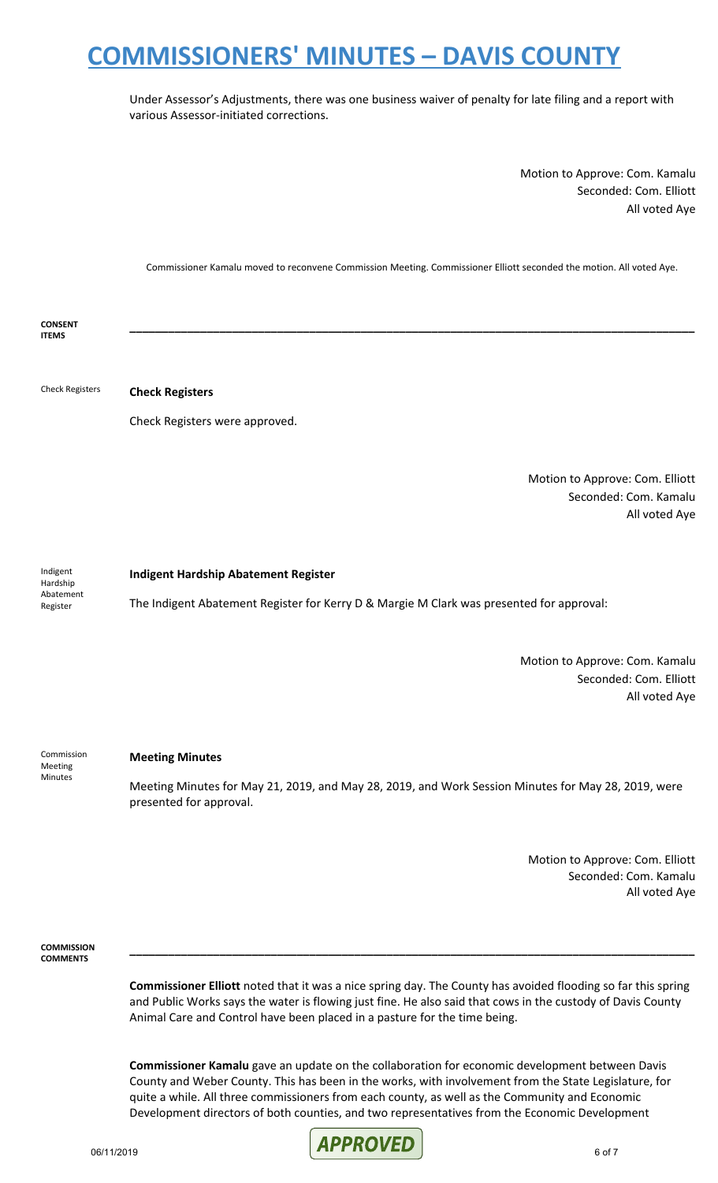Under Assessor's Adjustments, there was one business waiver of penalty for late filing and a report with various Assessor-initiated corrections.

Motion to Approve: Com. Kamalu
Seconded: Com. Elliott
All voted Aye

Commissioner Kamalu moved to reconvene Commission Meeting. Commissioner Elliott seconded the motion. All voted Aye.

**CONSENT ITEMS**

---

Check Registers

**Check Registers**

Check Registers were approved.

Motion to Approve: Com. Elliott
Seconded: Com. Kamalu
All voted Aye

Indigent Hardship Abatement Register

**Indigent Hardship Abatement Register**

The Indigent Abatement Register for Kerry D & Margie M Clark was presented for approval:

Motion to Approve: Com. Kamalu
Seconded: Com. Elliott
All voted Aye

Commission Meeting Minutes

**Meeting Minutes**

Meeting Minutes for May 21, 2019, and May 28, 2019, and Work Session Minutes for May 28, 2019, were presented for approval.

Motion to Approve: Com. Elliott
Seconded: Com. Kamalu
All voted Aye

**COMMISSION COMMENTS**

---

**Commissioner Elliott** noted that it was a nice spring day. The County has avoided flooding so far this spring and Public Works says the water is flowing just fine. He also said that cows in the custody of Davis County Animal Care and Control have been placed in a pasture for the time being.

**Commissioner Kamalu** gave an update on the collaboration for economic development between Davis County and Weber County. This has been in the works, with involvement from the State Legislature, for quite a while. All three commissioners from each county, as well as the Community and Economic Development directors of both counties, and two representatives from the Economic Development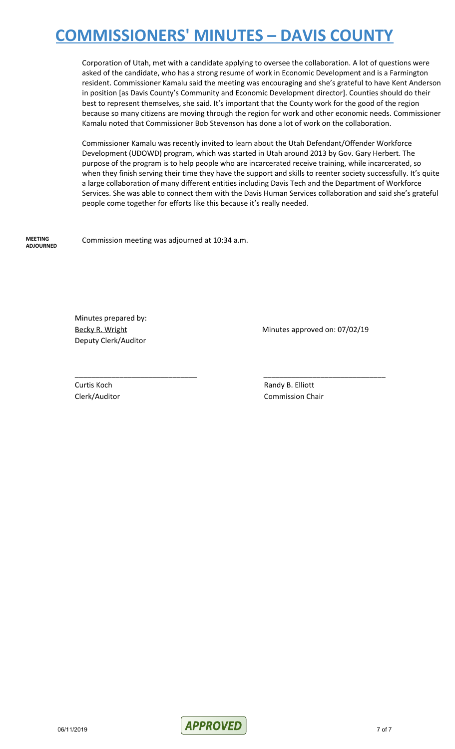Corporation of Utah, met with a candidate applying to oversee the collaboration. A lot of questions were asked of the candidate, who has a strong resume of work in Economic Development and is a Farmington resident. Commissioner Kamalu said the meeting was encouraging and she's grateful to have Kent Anderson in position [as Davis County's Community and Economic Development director]. Counties should do their best to represent themselves, she said. It's important that the County work for the good of the region because so many citizens are moving through the region for work and other economic needs. Commissioner Kamalu noted that Commissioner Bob Stevenson has done a lot of work on the collaboration.

Commissioner Kamalu was recently invited to learn about the Utah Defendant/Offender Workforce Development (UDOWD) program, which was started in Utah around 2013 by Gov. Gary Herbert. The purpose of the program is to help people who are incarcerated receive training, while incarcerated, so when they finish serving their time they have the support and skills to reenter society successfully. It's quite a large collaboration of many different entities including Davis Tech and the Department of Workforce Services. She was able to connect them with the Davis Human Services collaboration and said she's grateful people come together for efforts like this because it's really needed.

**MEETING ADJOURNED**

Commission meeting was adjourned at 10:34 a.m.

Minutes prepared by:
Becky R. Wright
Deputy Clerk/Auditor

Minutes approved on: 07/02/19

______________________________
Curtis Koch
Clerk/Auditor

______________________________
Randy B. Elliott
Commission Chair

06/11/2019

**APPROVED**